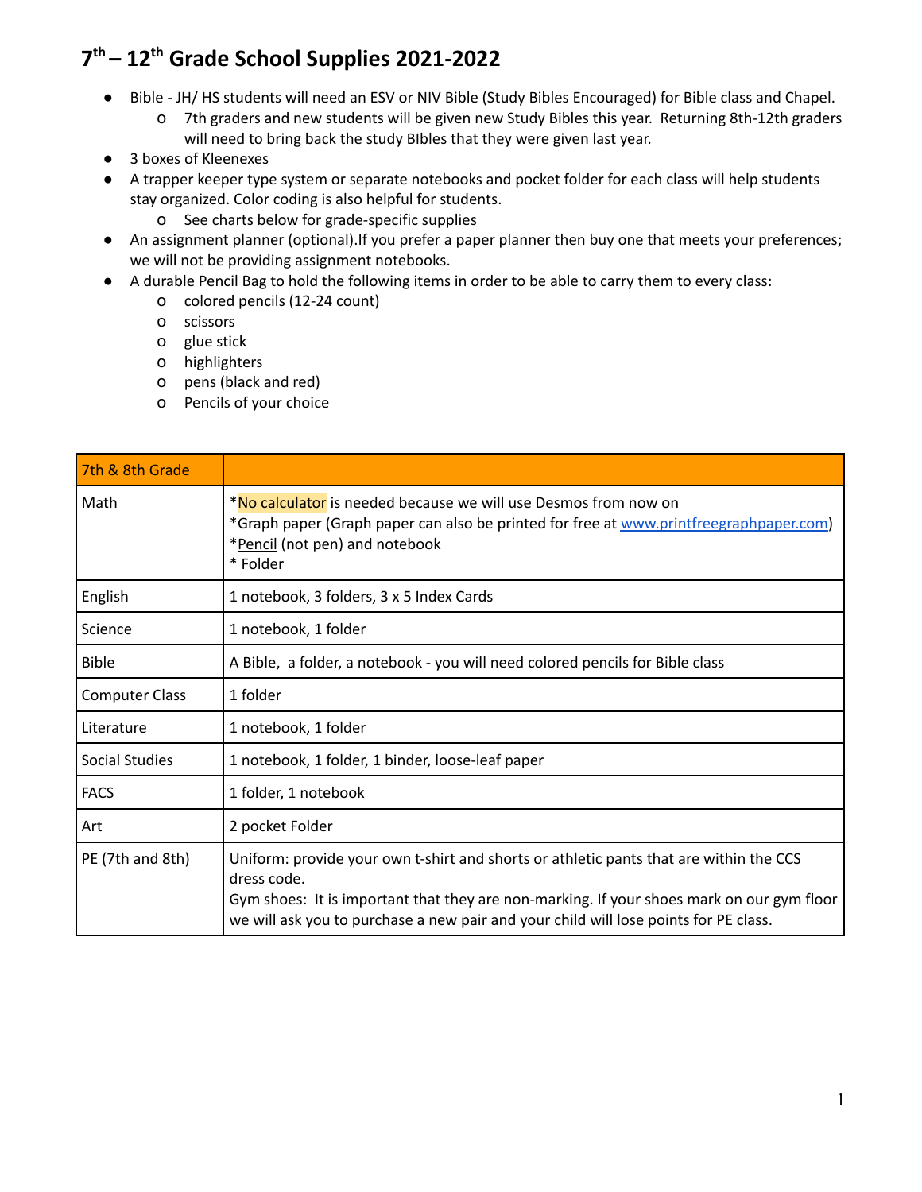# 7th – 12th Grade School Supplies 2021-2022

- Bible - JH/ HS students will need an ESV or NIV Bible (Study Bibles Encouraged) for Bible class and Chapel.
  - 7th graders and new students will be given new Study Bibles this year. Returning 8th-12th graders will need to bring back the study BIbles that they were given last year.
- 3 boxes of Kleenexes
- A trapper keeper type system or separate notebooks and pocket folder for each class will help students stay organized. Color coding is also helpful for students.
  - See charts below for grade-specific supplies
- An assignment planner (optional).If you prefer a paper planner then buy one that meets your preferences; we will not be providing assignment notebooks.
- A durable Pencil Bag to hold the following items in order to be able to carry them to every class:
  - colored pencils (12-24 count)
  - scissors
  - glue stick
  - highlighters
  - pens (black and red)
  - Pencils of your choice

| 7th & 8th Grade | |
|---|---|
| Math | *No calculator is needed because we will use Desmos from now on<br>*Graph paper (Graph paper can also be printed for free at www.printfreegraphpaper.com)<br>*Pencil (not pen) and notebook<br>* Folder |
| English | 1 notebook, 3 folders, 3 x 5 Index Cards |
| Science | 1 notebook, 1 folder |
| Bible | A Bible, a folder, a notebook - you will need colored pencils for Bible class |
| Computer Class | 1 folder |
| Literature | 1 notebook, 1 folder |
| Social Studies | 1 notebook, 1 folder, 1 binder, loose-leaf paper |
| FACS | 1 folder, 1 notebook |
| Art | 2 pocket Folder |
| PE (7th and 8th) | Uniform: provide your own t-shirt and shorts or athletic pants that are within the CCS dress code.<br>Gym shoes: It is important that they are non-marking. If your shoes mark on our gym floor we will ask you to purchase a new pair and your child will lose points for PE class. |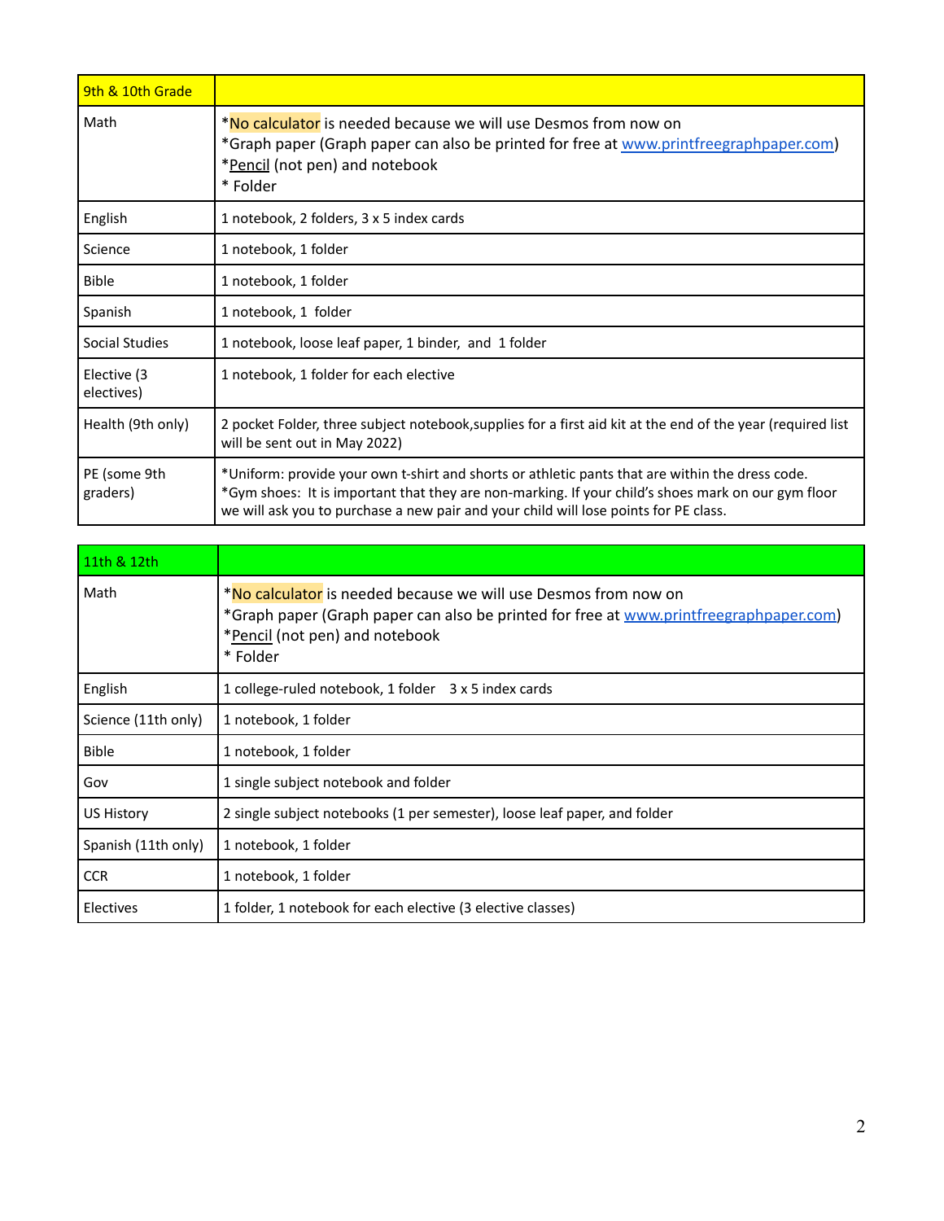| 9th & 10th Grade | |
|---|---|
| Math | *No calculator is needed because we will use Desmos from now on<br>*Graph paper (Graph paper can also be printed for free at www.printfreegraphpaper.com)<br>*Pencil (not pen) and notebook<br>* Folder |
| English | 1 notebook, 2 folders, 3 x 5 index cards |
| Science | 1 notebook, 1 folder |
| Bible | 1 notebook, 1 folder |
| Spanish | 1 notebook, 1 folder |
| Social Studies | 1 notebook, loose leaf paper, 1 binder, and 1 folder |
| Elective (3 electives) | 1 notebook, 1 folder for each elective |
| Health (9th only) | 2 pocket Folder, three subject notebook,supplies for a first aid kit at the end of the year (required list will be sent out in May 2022) |
| PE (some 9th graders) | *Uniform: provide your own t-shirt and shorts or athletic pants that are within the dress code.<br>*Gym shoes: It is important that they are non-marking. If your child's shoes mark on our gym floor we will ask you to purchase a new pair and your child will lose points for PE class. |

| 11th & 12th | |
|---|---|
| Math | *No calculator is needed because we will use Desmos from now on<br>*Graph paper (Graph paper can also be printed for free at www.printfreegraphpaper.com)<br>*Pencil (not pen) and notebook<br>* Folder |
| English | 1 college-ruled notebook, 1 folder 3 x 5 index cards |
| Science (11th only) | 1 notebook, 1 folder |
| Bible | 1 notebook, 1 folder |
| Gov | 1 single subject notebook and folder |
| US History | 2 single subject notebooks (1 per semester), loose leaf paper, and folder |
| Spanish (11th only) | 1 notebook, 1 folder |
| CCR | 1 notebook, 1 folder |
| Electives | 1 folder, 1 notebook for each elective (3 elective classes) |